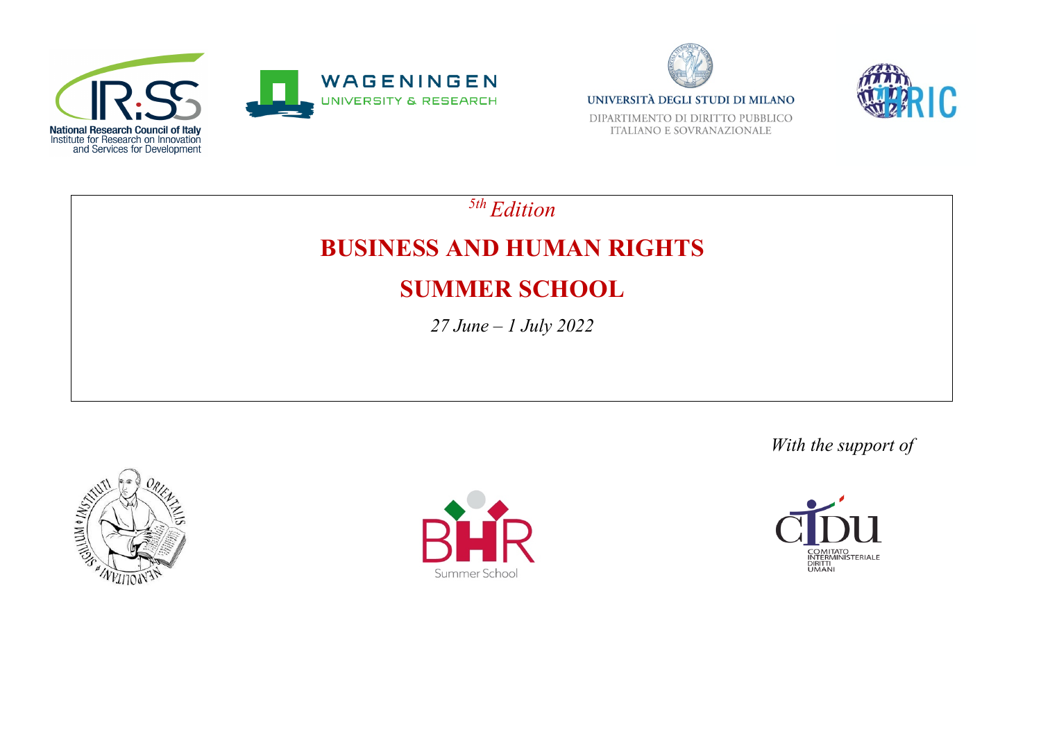National Research Council of Italy
Institute for Research on Innovation and Services for Development

WAGENINGEN UNIVERSITY & RESEARCH

UNIVERSITÀ DEGLI STUDI DI MILANO
DIPARTIMENTO DI DIRITTO PUBBLICO ITALIANO E SOVRANAZIONALE

*5th Edition*

# BUSINESS AND HUMAN RIGHTS

# SUMMER SCHOOL

*27 June – 1 July 2022*

*With the support of*

BHR Summer School

CIDU
COMITATO INTERMINISTERIALE DIRITTI UMANI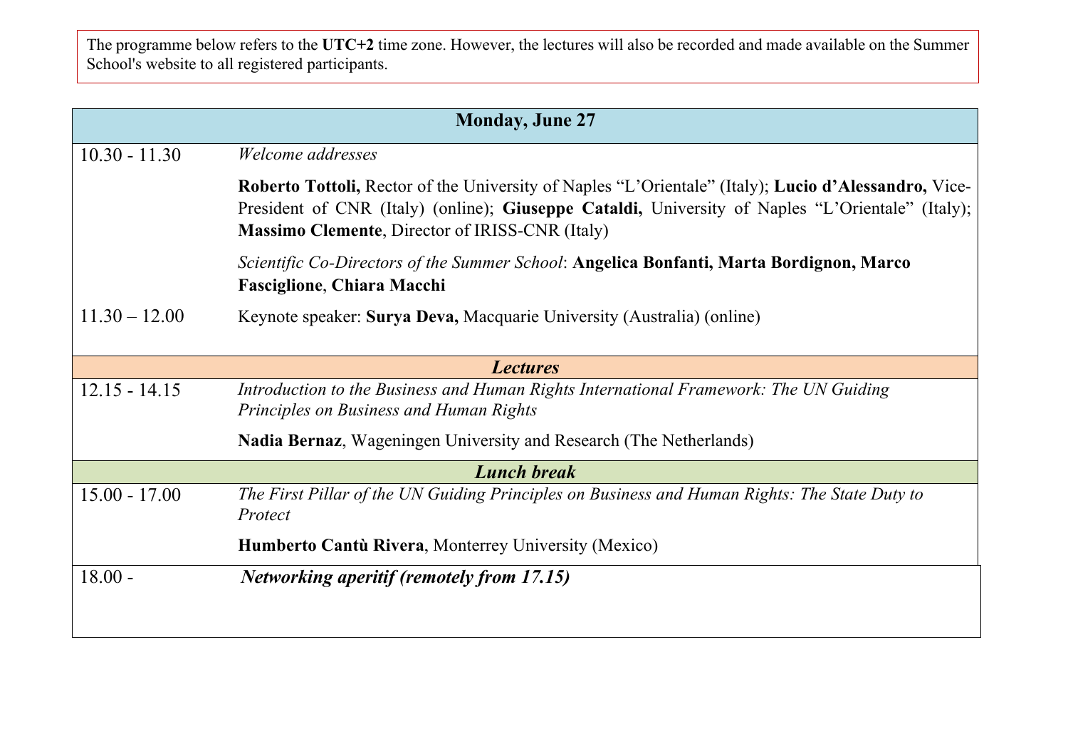The programme below refers to the **UTC+2** time zone. However, the lectures will also be recorded and made available on the Summer School's website to all registered participants.

| | |
|---|---|
| **Monday, June 27** | |
| 10.30 - 11.30 | *Welcome addresses*<br><br>**Roberto Tottoli,** Rector of the University of Naples "L'Orientale" (Italy); **Lucio d'Alessandro,** Vice-President of CNR (Italy) (online); **Giuseppe Cataldi,** University of Naples "L'Orientale" (Italy); **Massimo Clemente**, Director of IRISS-CNR (Italy)<br><br>*Scientific Co-Directors of the Summer School*: **Angelica Bonfanti, Marta Bordignon, Marco Fasciglione**, **Chiara Macchi** |
| 11.30 – 12.00 | Keynote speaker: **Surya Deva,** Macquarie University (Australia) (online) |
| ***Lectures*** | |
| 12.15 - 14.15 | *Introduction to the Business and Human Rights International Framework: The UN Guiding Principles on Business and Human Rights*<br><br>**Nadia Bernaz**, Wageningen University and Research (The Netherlands) |
| ***Lunch break*** | |
| 15.00 - 17.00 | *The First Pillar of the UN Guiding Principles on Business and Human Rights: The State Duty to Protect*<br><br>**Humberto Cantù Rivera**, Monterrey University (Mexico) |
| 18.00 - | ***Networking aperitif (remotely from 17.15)*** |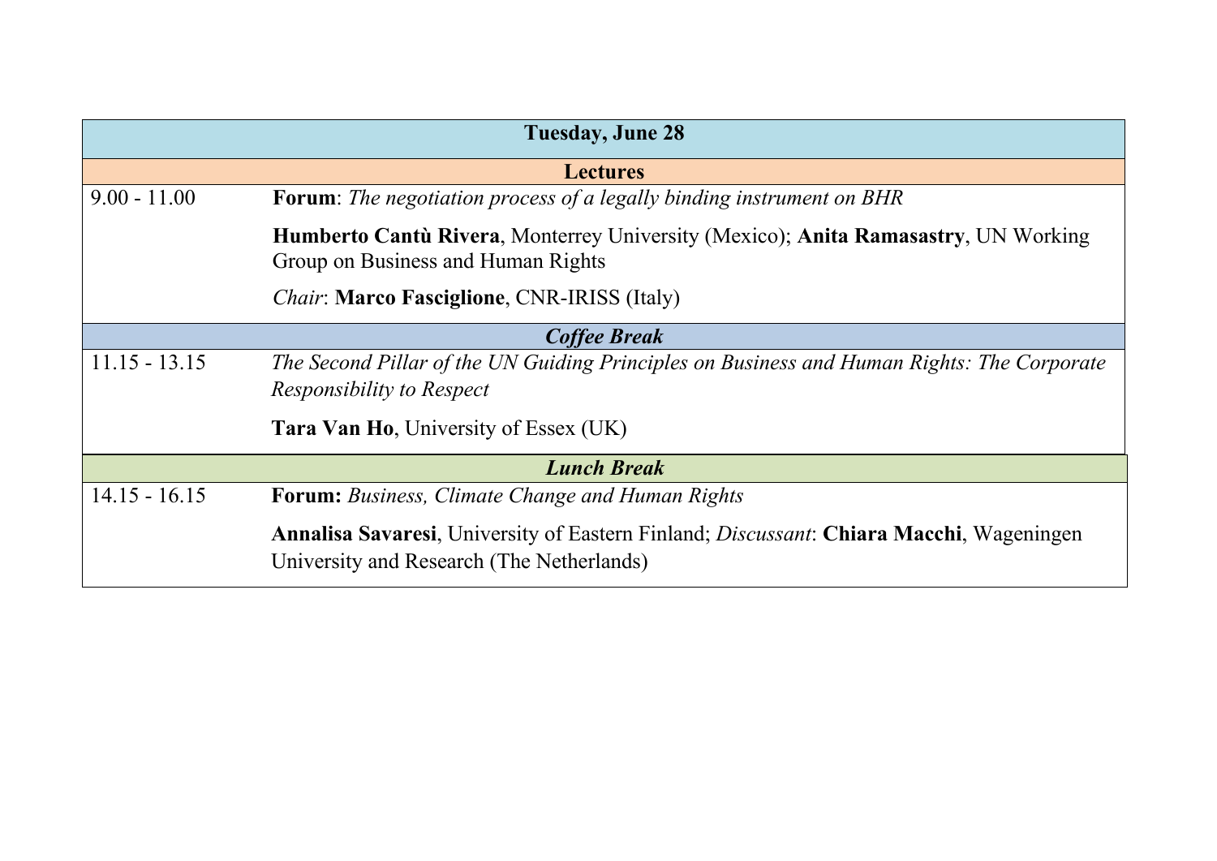| Tuesday, June 28 | |
|---|---|
| **Lectures** | |
| 9.00 - 11.00 | **Forum**: *The negotiation process of a legally binding instrument on BHR*<br><br>**Humberto Cantù Rivera**, Monterrey University (Mexico); **Anita Ramasastry**, UN Working Group on Business and Human Rights<br><br>*Chair*: **Marco Fasciglione**, CNR-IRISS (Italy) |
| ***Coffee Break*** | |
| 11.15 - 13.15 | *The Second Pillar of the UN Guiding Principles on Business and Human Rights: The Corporate Responsibility to Respect*<br><br>**Tara Van Ho**, University of Essex (UK) |
| ***Lunch Break*** | |
| 14.15 - 16.15 | **Forum:** *Business, Climate Change and Human Rights*<br><br>**Annalisa Savaresi**, University of Eastern Finland; *Discussant*: **Chiara Macchi**, Wageningen University and Research (The Netherlands) |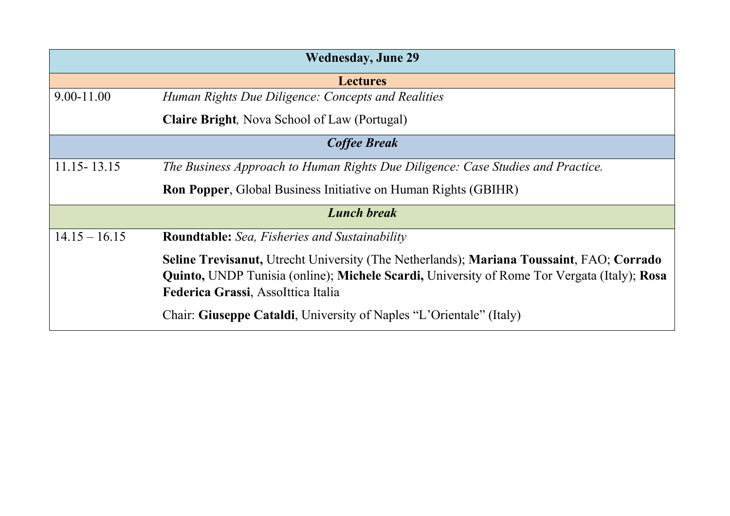| Wednesday, June 29 | |
|---|---|
| **Lectures** | |
| 9.00-11.00 | *Human Rights Due Diligence: Concepts and Realities*<br><br>**Claire Bright***,* Nova School of Law (Portugal) |
| ***Coffee Break*** | |
| 11.15- 13.15 | *The Business Approach to Human Rights Due Diligence: Case Studies and Practice.*<br><br>**Ron Popper**, Global Business Initiative on Human Rights (GBIHR) |
| ***Lunch break*** | |
| 14.15 – 16.15 | **Roundtable:** *Sea, Fisheries and Sustainability*<br><br>**Seline Trevisanut,** Utrecht University (The Netherlands); **Mariana Toussaint**, FAO; **Corrado Quinto,** UNDP Tunisia (online); **Michele Scardi,** University of Rome Tor Vergata (Italy); **Rosa Federica Grassi**, AssoIttica Italia<br><br>Chair: **Giuseppe Cataldi**, University of Naples "L'Orientale" (Italy) |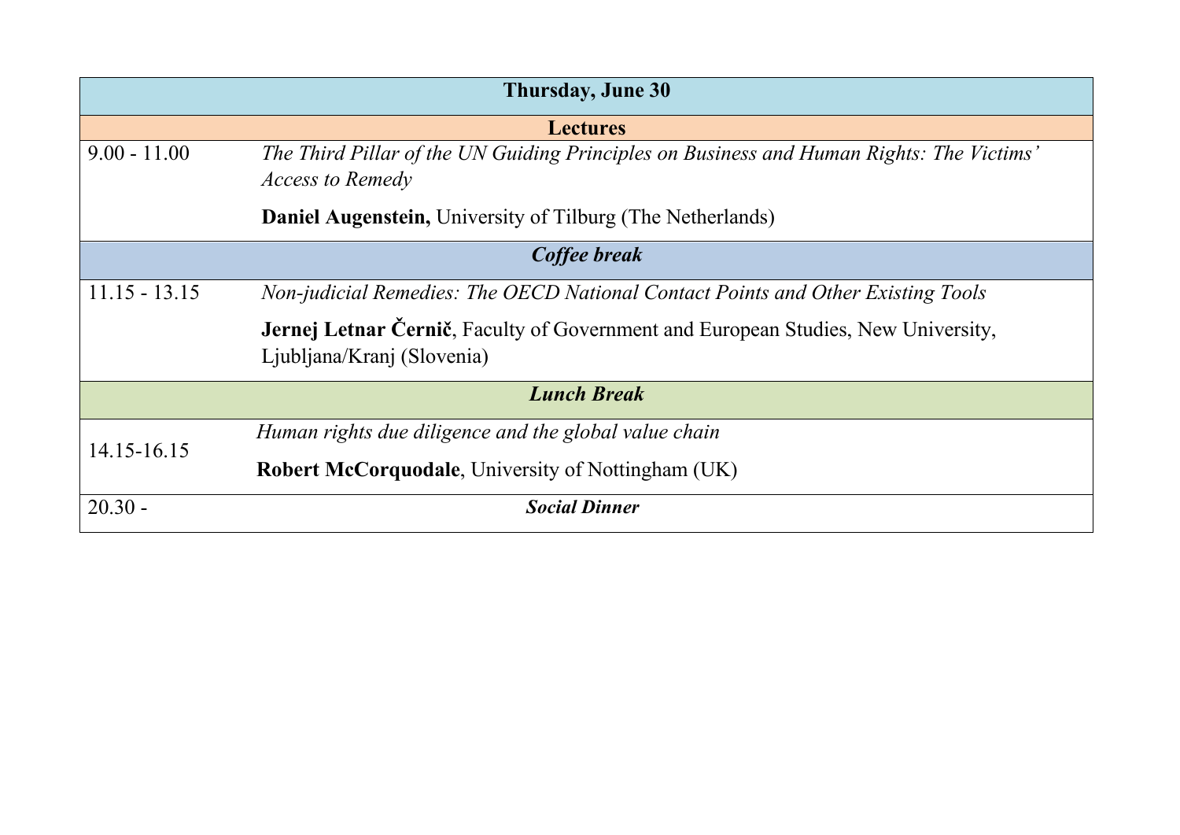| Thursday, June 30 | |
|---|---|
| **Lectures** | |
| 9.00 - 11.00 | *The Third Pillar of the UN Guiding Principles on Business and Human Rights: The Victims' Access to Remedy*<br><br>**Daniel Augenstein,** University of Tilburg (The Netherlands) |
| ***Coffee break*** | |
| 11.15 - 13.15 | *Non-judicial Remedies: The OECD National Contact Points and Other Existing Tools*<br><br>**Jernej Letnar Černič**, Faculty of Government and European Studies, New University, Ljubljana/Kranj (Slovenia) |
| ***Lunch Break*** | |
| 14.15-16.15 | *Human rights due diligence and the global value chain*<br><br>**Robert McCorquodale**, University of Nottingham (UK) |
| 20.30 - | ***Social Dinner*** |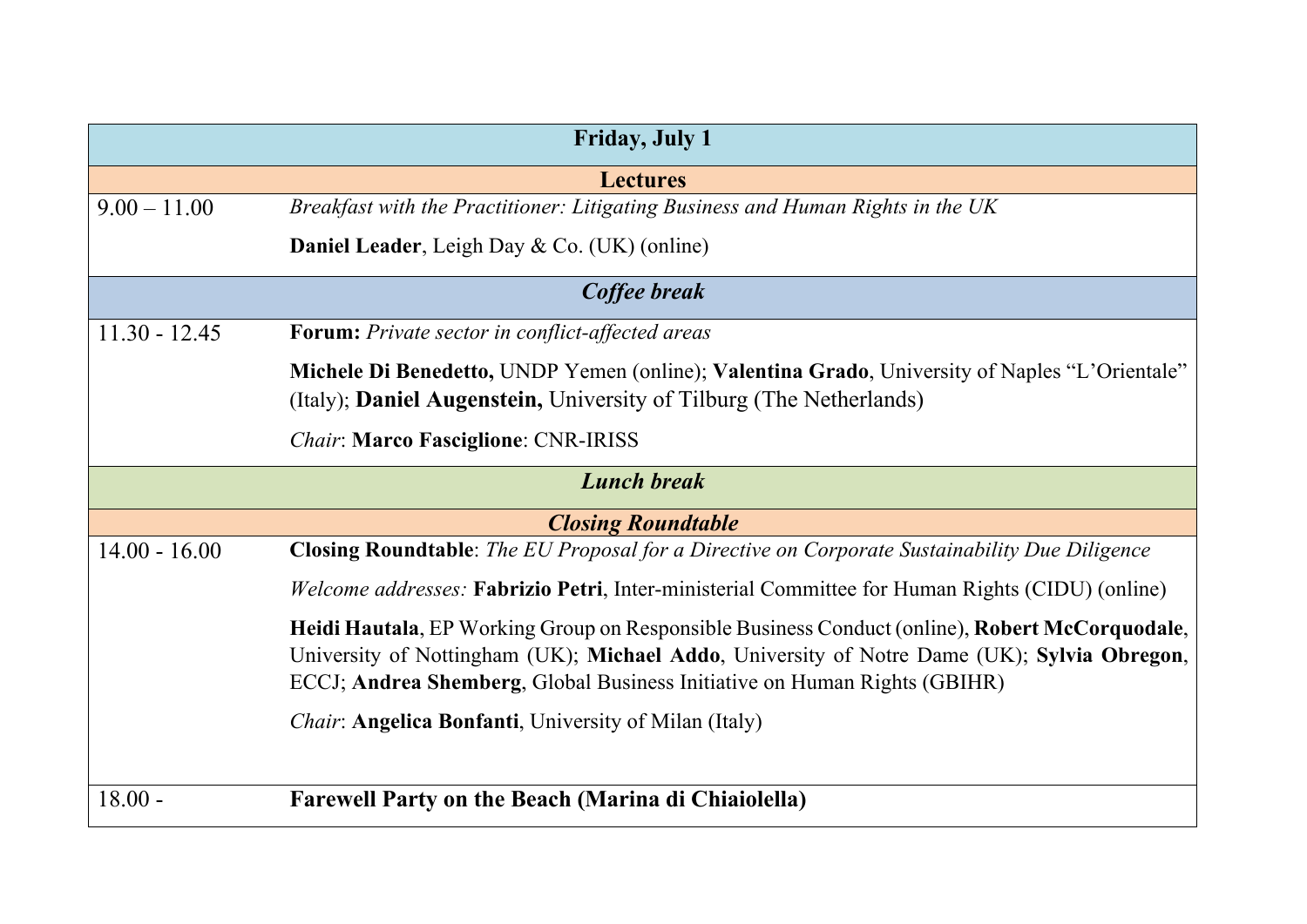| Friday, July 1 | |
|---|---|
| **Lectures** | |
| 9.00 – 11.00 | *Breakfast with the Practitioner: Litigating Business and Human Rights in the UK*<br><br>**Daniel Leader**, Leigh Day & Co. (UK) (online) |
| ***Coffee break*** | |
| 11.30 - 12.45 | **Forum:** *Private sector in conflict-affected areas*<br><br>**Michele Di Benedetto,** UNDP Yemen (online); **Valentina Grado**, University of Naples "L'Orientale" (Italy); **Daniel Augenstein,** University of Tilburg (The Netherlands)<br><br>*Chair*: **Marco Fasciglione**: CNR-IRISS |
| ***Lunch break*** | |
| ***Closing Roundtable*** | |
| 14.00 - 16.00 | **Closing Roundtable**: *The EU Proposal for a Directive on Corporate Sustainability Due Diligence*<br><br>*Welcome addresses:* **Fabrizio Petri**, Inter-ministerial Committee for Human Rights (CIDU) (online)<br><br>**Heidi Hautala**, EP Working Group on Responsible Business Conduct (online), **Robert McCorquodale**, University of Nottingham (UK); **Michael Addo**, University of Notre Dame (UK); **Sylvia Obregon**, ECCJ; **Andrea Shemberg**, Global Business Initiative on Human Rights (GBIHR)<br><br>*Chair*: **Angelica Bonfanti**, University of Milan (Italy) |
| 18.00 - | **Farewell Party on the Beach (Marina di Chiaiolella)** |